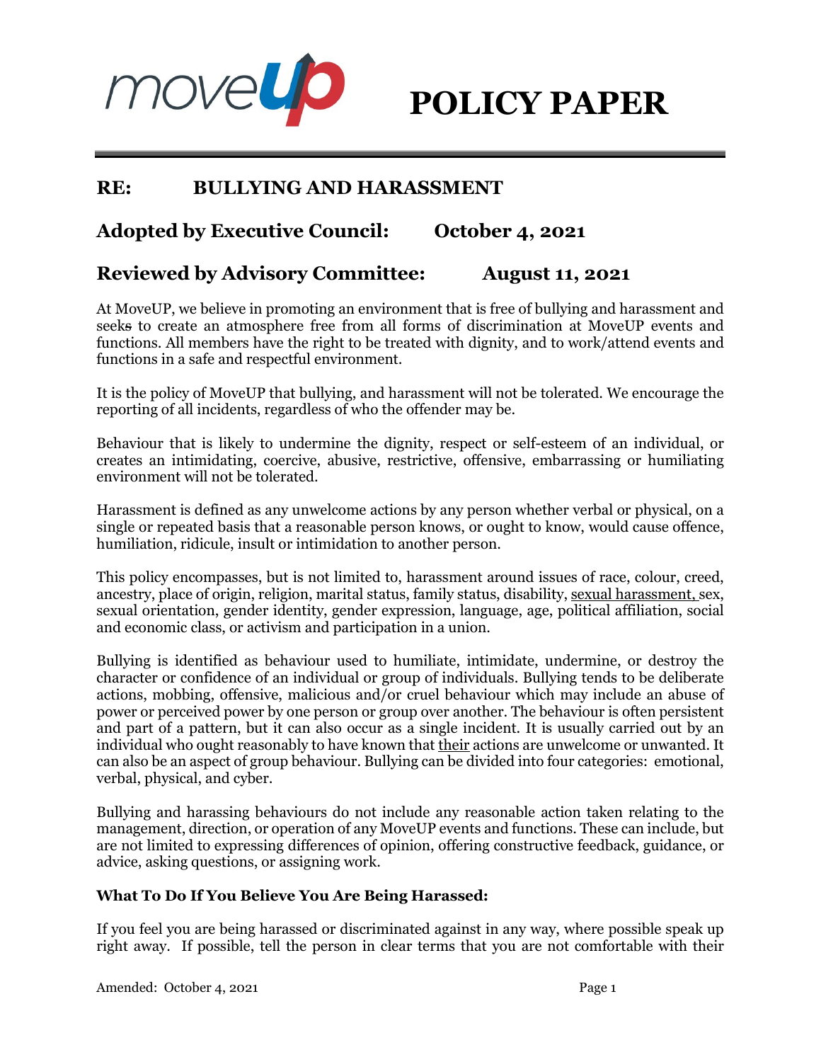# POLICY PAPER

## RE: BULLYING AND HARASSMENT

## Adopted by Executive Council: October 4, 2021

## Reviewed by Advisory Committee: August 11, 2021

At MoveUP, we believe in promoting an environment that is free of bullying and harassment and seeks to create an atmosphere free from all forms of discrimination at MoveUP events and functions. All members have the right to be treated with dignity, and to work/attend events and functions in a safe and respectful environment.

It is the policy of MoveUP that bullying, and harassment will not be tolerated. We encourage the reporting of all incidents, regardless of who the offender may be.

Behaviour that is likely to undermine the dignity, respect or self-esteem of an individual, or creates an intimidating, coercive, abusive, restrictive, offensive, embarrassing or humiliating environment will not be tolerated.

Harassment is defined as any unwelcome actions by any person whether verbal or physical, on a single or repeated basis that a reasonable person knows, or ought to know, would cause offence, humiliation, ridicule, insult or intimidation to another person.

This policy encompasses, but is not limited to, harassment around issues of race, colour, creed, ancestry, place of origin, religion, marital status, family status, disability, sexual harassment, sex, sexual orientation, gender identity, gender expression, language, age, political affiliation, social and economic class, or activism and participation in a union.

Bullying is identified as behaviour used to humiliate, intimidate, undermine, or destroy the character or confidence of an individual or group of individuals. Bullying tends to be deliberate actions, mobbing, offensive, malicious and/or cruel behaviour which may include an abuse of power or perceived power by one person or group over another. The behaviour is often persistent and part of a pattern, but it can also occur as a single incident. It is usually carried out by an individual who ought reasonably to have known that their actions are unwelcome or unwanted. It can also be an aspect of group behaviour. Bullying can be divided into four categories: emotional, verbal, physical, and cyber.

Bullying and harassing behaviours do not include any reasonable action taken relating to the management, direction, or operation of any MoveUP events and functions. These can include, but are not limited to expressing differences of opinion, offering constructive feedback, guidance, or advice, asking questions, or assigning work.

### What To Do If You Believe You Are Being Harassed:

If you feel you are being harassed or discriminated against in any way, where possible speak up right away. If possible, tell the person in clear terms that you are not comfortable with their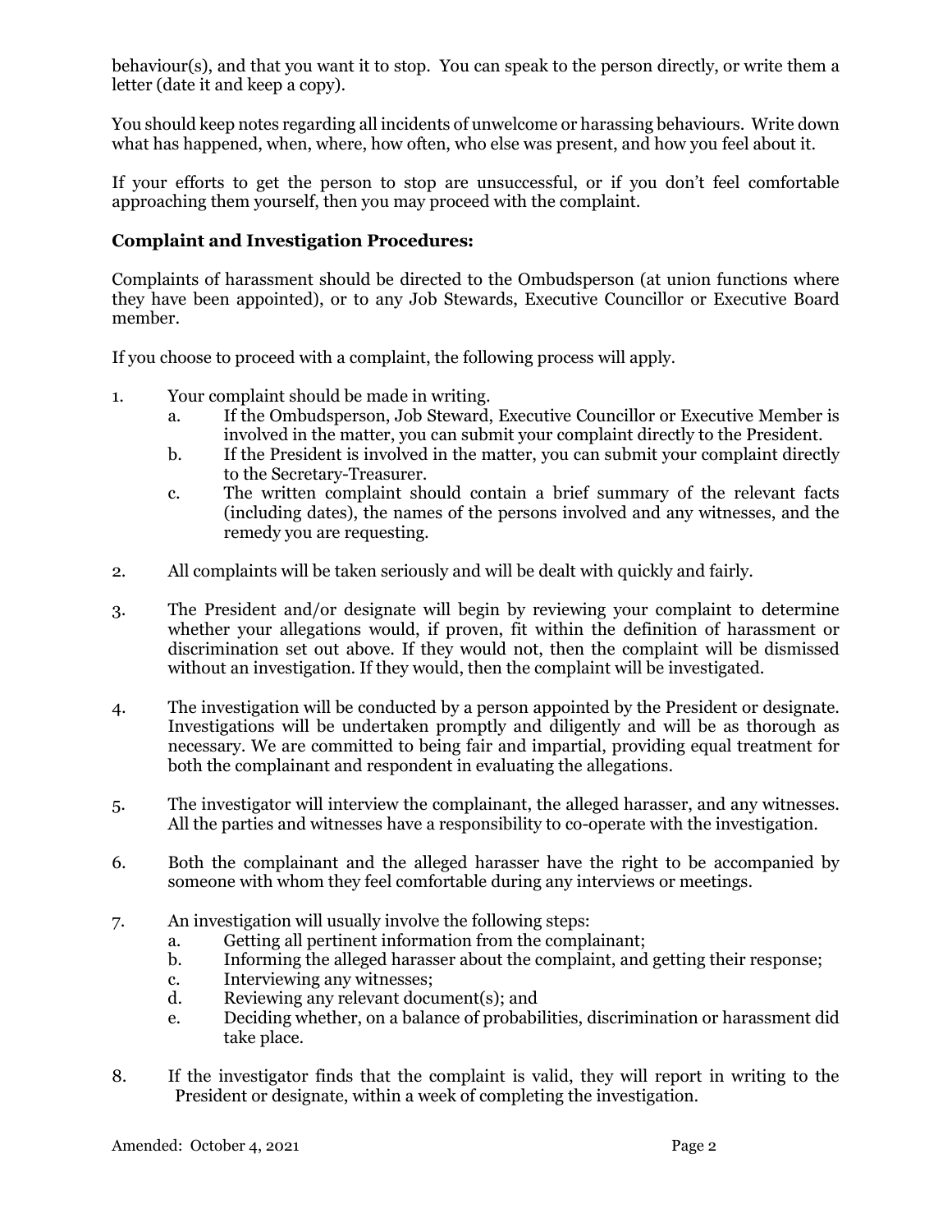behaviour(s), and that you want it to stop. You can speak to the person directly, or write them a letter (date it and keep a copy).

You should keep notes regarding all incidents of unwelcome or harassing behaviours. Write down what has happened, when, where, how often, who else was present, and how you feel about it.

If your efforts to get the person to stop are unsuccessful, or if you don't feel comfortable approaching them yourself, then you may proceed with the complaint.

**Complaint and Investigation Procedures:**

Complaints of harassment should be directed to the Ombudsperson (at union functions where they have been appointed), or to any Job Stewards, Executive Councillor or Executive Board member.

If you choose to proceed with a complaint, the following process will apply.

1. Your complaint should be made in writing.
   a. If the Ombudsperson, Job Steward, Executive Councillor or Executive Member is involved in the matter, you can submit your complaint directly to the President.
   b. If the President is involved in the matter, you can submit your complaint directly to the Secretary-Treasurer.
   c. The written complaint should contain a brief summary of the relevant facts (including dates), the names of the persons involved and any witnesses, and the remedy you are requesting.

2. All complaints will be taken seriously and will be dealt with quickly and fairly.

3. The President and/or designate will begin by reviewing your complaint to determine whether your allegations would, if proven, fit within the definition of harassment or discrimination set out above. If they would not, then the complaint will be dismissed without an investigation. If they would, then the complaint will be investigated.

4. The investigation will be conducted by a person appointed by the President or designate. Investigations will be undertaken promptly and diligently and will be as thorough as necessary. We are committed to being fair and impartial, providing equal treatment for both the complainant and respondent in evaluating the allegations.

5. The investigator will interview the complainant, the alleged harasser, and any witnesses. All the parties and witnesses have a responsibility to co-operate with the investigation.

6. Both the complainant and the alleged harasser have the right to be accompanied by someone with whom they feel comfortable during any interviews or meetings.

7. An investigation will usually involve the following steps:
   a. Getting all pertinent information from the complainant;
   b. Informing the alleged harasser about the complaint, and getting their response;
   c. Interviewing any witnesses;
   d. Reviewing any relevant document(s); and
   e. Deciding whether, on a balance of probabilities, discrimination or harassment did take place.

8. If the investigator finds that the complaint is valid, they will report in writing to the President or designate, within a week of completing the investigation.

Amended: October 4, 2021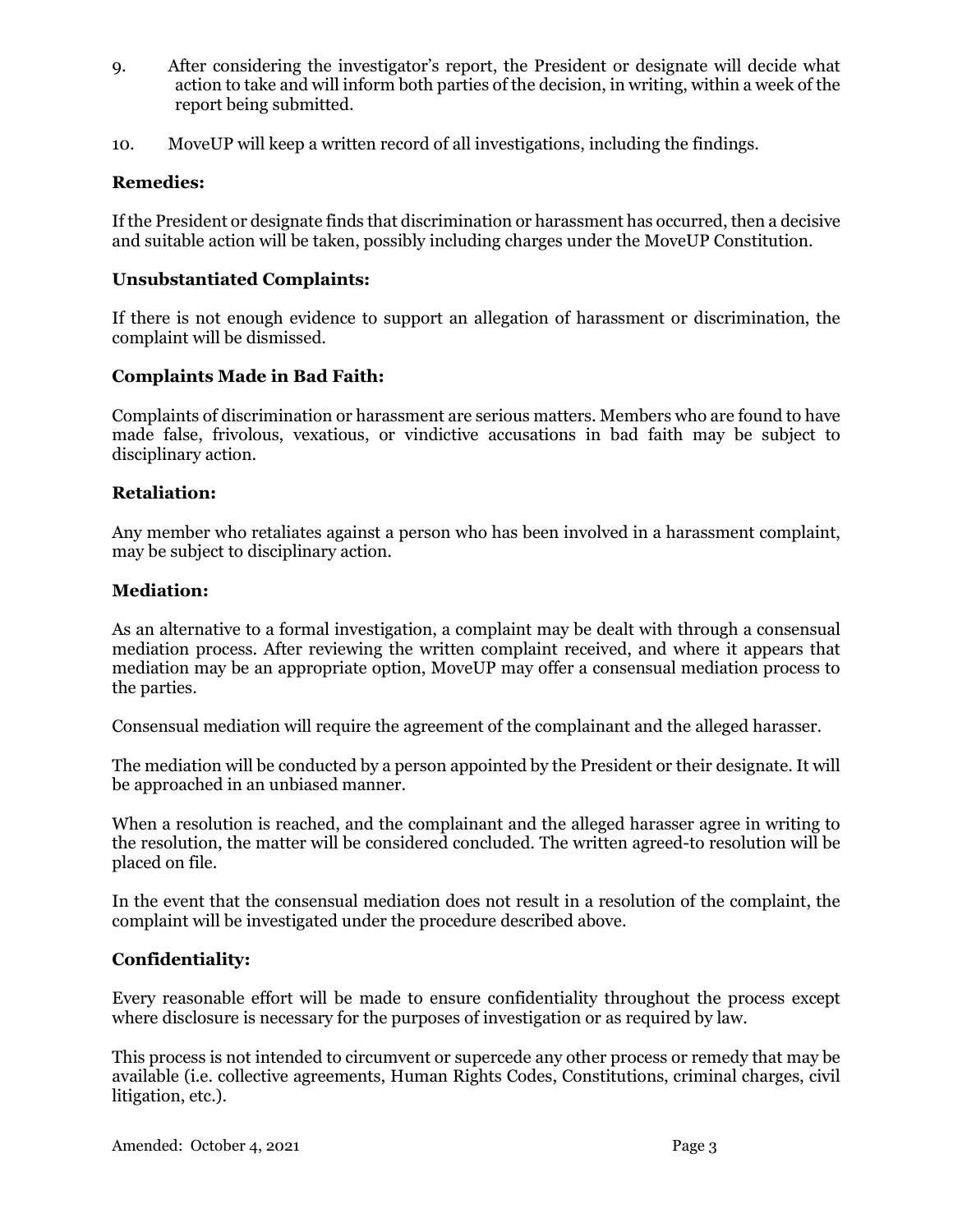9. After considering the investigator's report, the President or designate will decide what action to take and will inform both parties of the decision, in writing, within a week of the report being submitted.

10. MoveUP will keep a written record of all investigations, including the findings.

**Remedies:**

If the President or designate finds that discrimination or harassment has occurred, then a decisive and suitable action will be taken, possibly including charges under the MoveUP Constitution.

**Unsubstantiated Complaints:**

If there is not enough evidence to support an allegation of harassment or discrimination, the complaint will be dismissed.

**Complaints Made in Bad Faith:**

Complaints of discrimination or harassment are serious matters. Members who are found to have made false, frivolous, vexatious, or vindictive accusations in bad faith may be subject to disciplinary action.

**Retaliation:**

Any member who retaliates against a person who has been involved in a harassment complaint, may be subject to disciplinary action.

**Mediation:**

As an alternative to a formal investigation, a complaint may be dealt with through a consensual mediation process. After reviewing the written complaint received, and where it appears that mediation may be an appropriate option, MoveUP may offer a consensual mediation process to the parties.

Consensual mediation will require the agreement of the complainant and the alleged harasser.

The mediation will be conducted by a person appointed by the President or their designate. It will be approached in an unbiased manner.

When a resolution is reached, and the complainant and the alleged harasser agree in writing to the resolution, the matter will be considered concluded. The written agreed-to resolution will be placed on file.

In the event that the consensual mediation does not result in a resolution of the complaint, the complaint will be investigated under the procedure described above.

**Confidentiality:**

Every reasonable effort will be made to ensure confidentiality throughout the process except where disclosure is necessary for the purposes of investigation or as required by law.

This process is not intended to circumvent or supercede any other process or remedy that may be available (i.e. collective agreements, Human Rights Codes, Constitutions, criminal charges, civil litigation, etc.).

Amended: October 4, 2021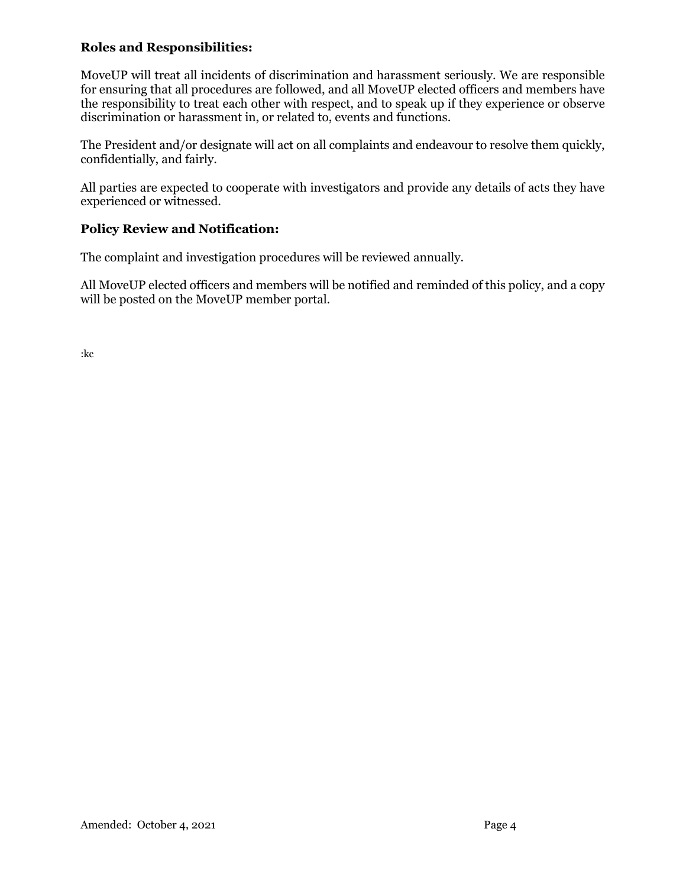## Roles and Responsibilities:

MoveUP will treat all incidents of discrimination and harassment seriously. We are responsible for ensuring that all procedures are followed, and all MoveUP elected officers and members have the responsibility to treat each other with respect, and to speak up if they experience or observe discrimination or harassment in, or related to, events and functions.

The President and/or designate will act on all complaints and endeavour to resolve them quickly, confidentially, and fairly.

All parties are expected to cooperate with investigators and provide any details of acts they have experienced or witnessed.

## Policy Review and Notification:

The complaint and investigation procedures will be reviewed annually.

All MoveUP elected officers and members will be notified and reminded of this policy, and a copy will be posted on the MoveUP member portal.

:kc

Amended: October 4, 2021